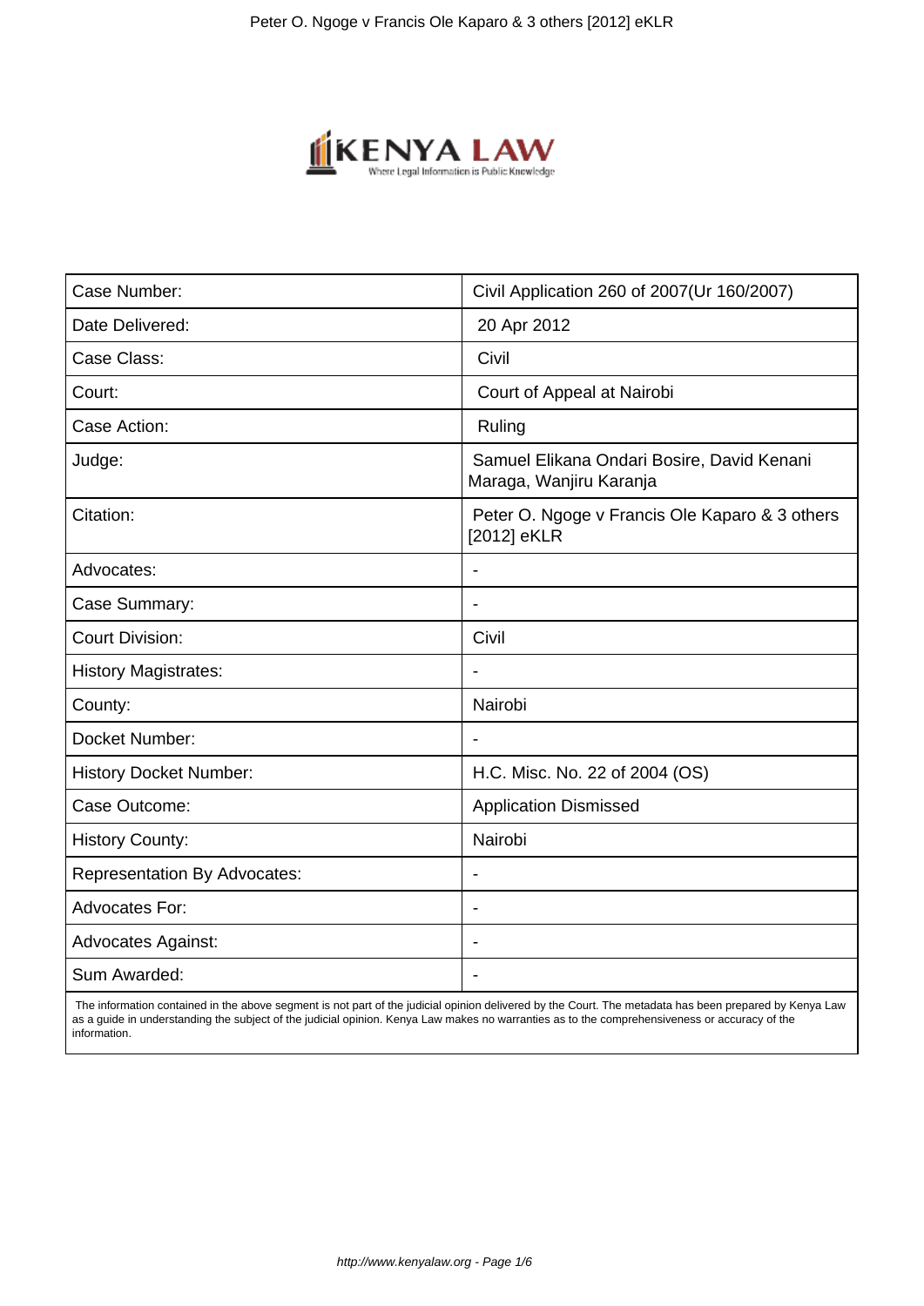| Case Number: | Civil Application 260 of 2007(Ur 160/2007) |
|---|---|
| Date Delivered: | 20 Apr 2012 |
| Case Class: | Civil |
| Court: | Court of Appeal at Nairobi |
| Case Action: | Ruling |
| Judge: | Samuel Elikana Ondari Bosire, David Kenani Maraga, Wanjiru Karanja |
| Citation: | Peter O. Ngoge v Francis Ole Kaparo & 3 others [2012] eKLR |
| Advocates: | - |
| Case Summary: | - |
| Court Division: | Civil |
| History Magistrates: | - |
| County: | Nairobi |
| Docket Number: | - |
| History Docket Number: | H.C. Misc. No. 22 of 2004 (OS) |
| Case Outcome: | Application Dismissed |
| History County: | Nairobi |
| Representation By Advocates: | - |
| Advocates For: | - |
| Advocates Against: | - |
| Sum Awarded: | - |

The information contained in the above segment is not part of the judicial opinion delivered by the Court. The metadata has been prepared by Kenya Law as a guide in understanding the subject of the judicial opinion. Kenya Law makes no warranties as to the comprehensiveness or accuracy of the information.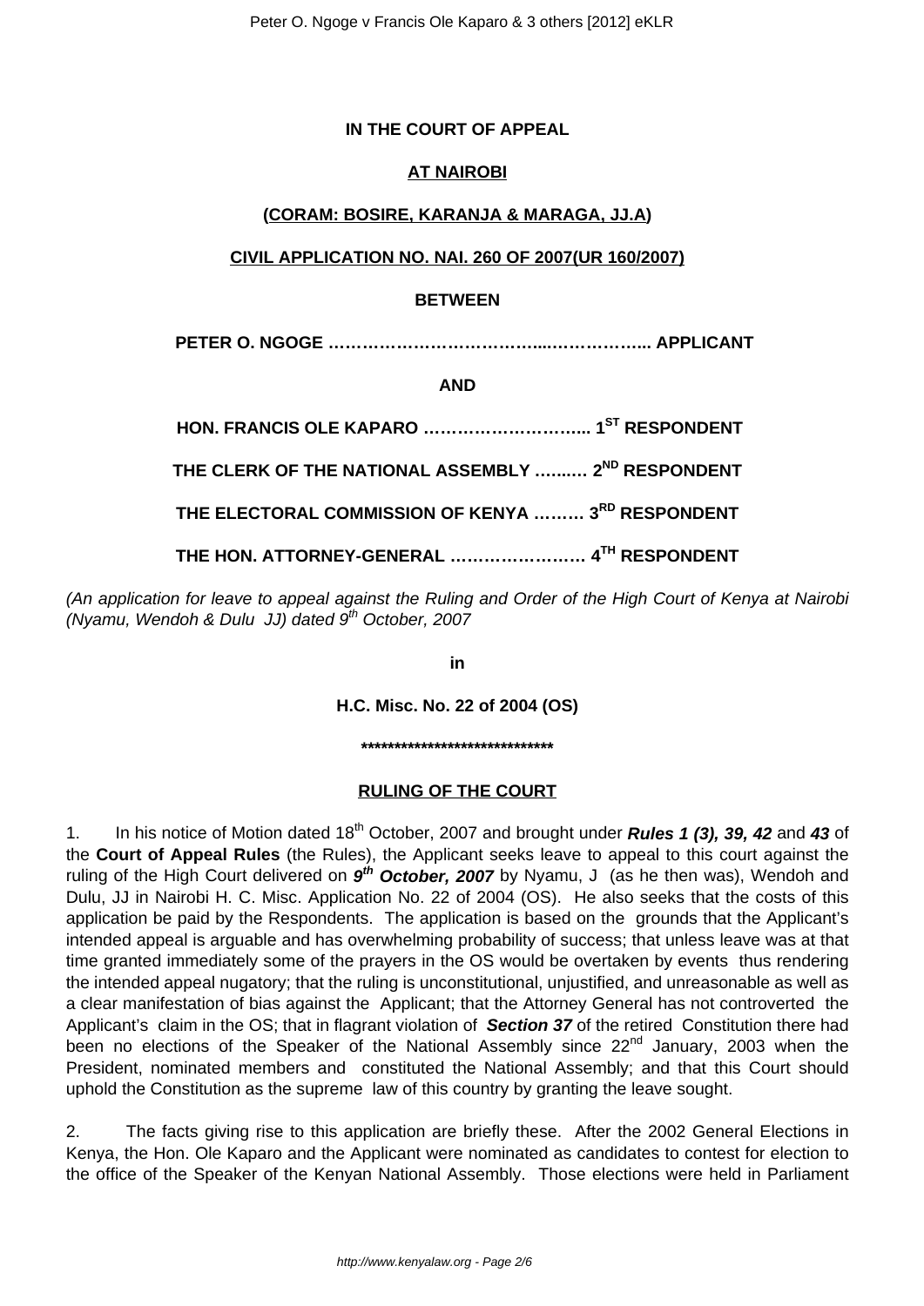**IN THE COURT OF APPEAL**

**AT NAIROBI**

**(CORAM: BOSIRE, KARANJA & MARAGA, JJ.A)**

**CIVIL APPLICATION NO. NAI. 260 OF 2007(UR 160/2007)**

**BETWEEN**

**PETER O. NGOGE ………………………………...……………... APPLICANT**

**AND**

**HON. FRANCIS OLE KAPARO ………………………... 1ST RESPONDENT**

**THE CLERK OF THE NATIONAL ASSEMBLY …...…. 2ND RESPONDENT**

**THE ELECTORAL COMMISSION OF KENYA ……… 3RD RESPONDENT**

**THE HON. ATTORNEY-GENERAL ……………………. 4TH RESPONDENT**

*(An application for leave to appeal against the Ruling and Order of the High Court of Kenya at Nairobi (Nyamu, Wendoh & Dulu JJ) dated 9th October, 2007*

**in**

**H.C. Misc. No. 22 of 2004 (OS)**

**\*\*\*\*\*\*\*\*\*\*\*\*\*\*\*\*\*\*\*\*\*\*\*\*\*\*\*\*\*\***

**RULING OF THE COURT**

1. In his notice of Motion dated 18th October, 2007 and brought under ***Rules 1 (3), 39, 42*** and ***43*** of the **Court of Appeal Rules** (the Rules), the Applicant seeks leave to appeal to this court against the ruling of the High Court delivered on ***9th October, 2007*** by Nyamu, J (as he then was), Wendoh and Dulu, JJ in Nairobi H. C. Misc. Application No. 22 of 2004 (OS). He also seeks that the costs of this application be paid by the Respondents. The application is based on the grounds that the Applicant's intended appeal is arguable and has overwhelming probability of success; that unless leave was at that time granted immediately some of the prayers in the OS would be overtaken by events thus rendering the intended appeal nugatory; that the ruling is unconstitutional, unjustified, and unreasonable as well as a clear manifestation of bias against the Applicant; that the Attorney General has not controverted the Applicant's claim in the OS; that in flagrant violation of ***Section 37*** of the retired Constitution there had been no elections of the Speaker of the National Assembly since 22nd January, 2003 when the President, nominated members and constituted the National Assembly; and that this Court should uphold the Constitution as the supreme law of this country by granting the leave sought.

2. The facts giving rise to this application are briefly these. After the 2002 General Elections in Kenya, the Hon. Ole Kaparo and the Applicant were nominated as candidates to contest for election to the office of the Speaker of the Kenyan National Assembly. Those elections were held in Parliament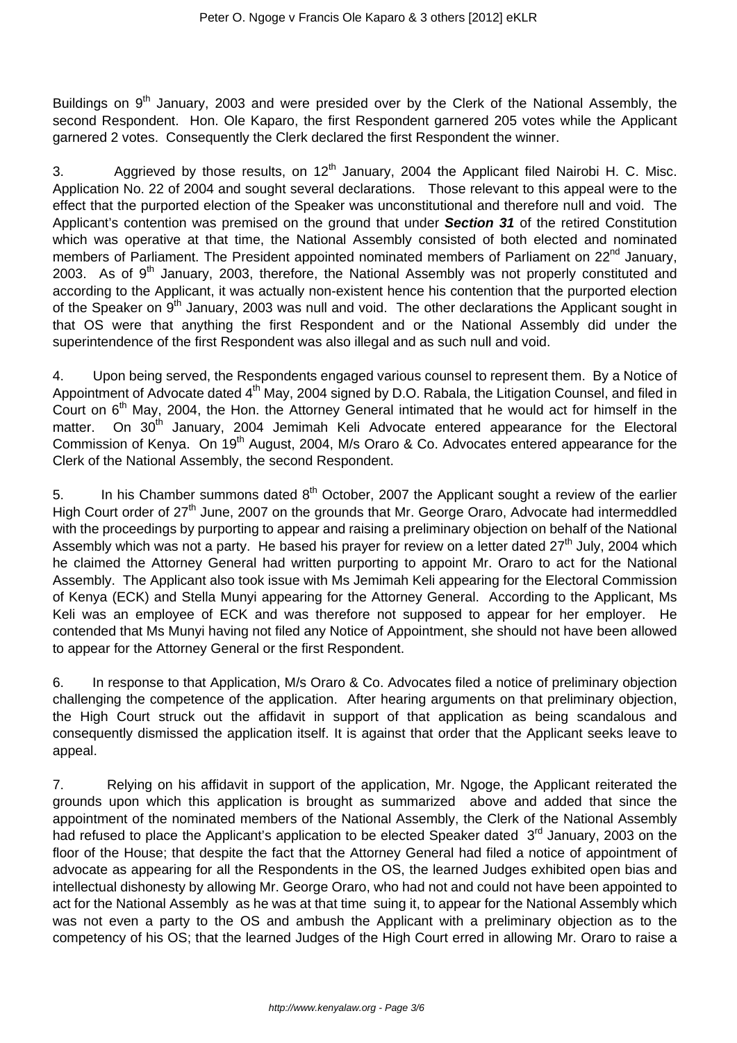Buildings on 9th January, 2003 and were presided over by the Clerk of the National Assembly, the second Respondent. Hon. Ole Kaparo, the first Respondent garnered 205 votes while the Applicant garnered 2 votes. Consequently the Clerk declared the first Respondent the winner.

3. Aggrieved by those results, on 12th January, 2004 the Applicant filed Nairobi H. C. Misc. Application No. 22 of 2004 and sought several declarations. Those relevant to this appeal were to the effect that the purported election of the Speaker was unconstitutional and therefore null and void. The Applicant's contention was premised on the ground that under ***Section 31*** of the retired Constitution which was operative at that time, the National Assembly consisted of both elected and nominated members of Parliament. The President appointed nominated members of Parliament on 22nd January, 2003. As of 9th January, 2003, therefore, the National Assembly was not properly constituted and according to the Applicant, it was actually non-existent hence his contention that the purported election of the Speaker on 9th January, 2003 was null and void. The other declarations the Applicant sought in that OS were that anything the first Respondent and or the National Assembly did under the superintendence of the first Respondent was also illegal and as such null and void.

4. Upon being served, the Respondents engaged various counsel to represent them. By a Notice of Appointment of Advocate dated 4th May, 2004 signed by D.O. Rabala, the Litigation Counsel, and filed in Court on 6th May, 2004, the Hon. the Attorney General intimated that he would act for himself in the matter. On 30th January, 2004 Jemimah Keli Advocate entered appearance for the Electoral Commission of Kenya. On 19th August, 2004, M/s Oraro & Co. Advocates entered appearance for the Clerk of the National Assembly, the second Respondent.

5. In his Chamber summons dated 8th October, 2007 the Applicant sought a review of the earlier High Court order of 27th June, 2007 on the grounds that Mr. George Oraro, Advocate had intermeddled with the proceedings by purporting to appear and raising a preliminary objection on behalf of the National Assembly which was not a party. He based his prayer for review on a letter dated 27th July, 2004 which he claimed the Attorney General had written purporting to appoint Mr. Oraro to act for the National Assembly. The Applicant also took issue with Ms Jemimah Keli appearing for the Electoral Commission of Kenya (ECK) and Stella Munyi appearing for the Attorney General. According to the Applicant, Ms Keli was an employee of ECK and was therefore not supposed to appear for her employer. He contended that Ms Munyi having not filed any Notice of Appointment, she should not have been allowed to appear for the Attorney General or the first Respondent.

6. In response to that Application, M/s Oraro & Co. Advocates filed a notice of preliminary objection challenging the competence of the application. After hearing arguments on that preliminary objection, the High Court struck out the affidavit in support of that application as being scandalous and consequently dismissed the application itself. It is against that order that the Applicant seeks leave to appeal.

7. Relying on his affidavit in support of the application, Mr. Ngoge, the Applicant reiterated the grounds upon which this application is brought as summarized above and added that since the appointment of the nominated members of the National Assembly, the Clerk of the National Assembly had refused to place the Applicant's application to be elected Speaker dated 3rd January, 2003 on the floor of the House; that despite the fact that the Attorney General had filed a notice of appointment of advocate as appearing for all the Respondents in the OS, the learned Judges exhibited open bias and intellectual dishonesty by allowing Mr. George Oraro, who had not and could not have been appointed to act for the National Assembly as he was at that time suing it, to appear for the National Assembly which was not even a party to the OS and ambush the Applicant with a preliminary objection as to the competency of his OS; that the learned Judges of the High Court erred in allowing Mr. Oraro to raise a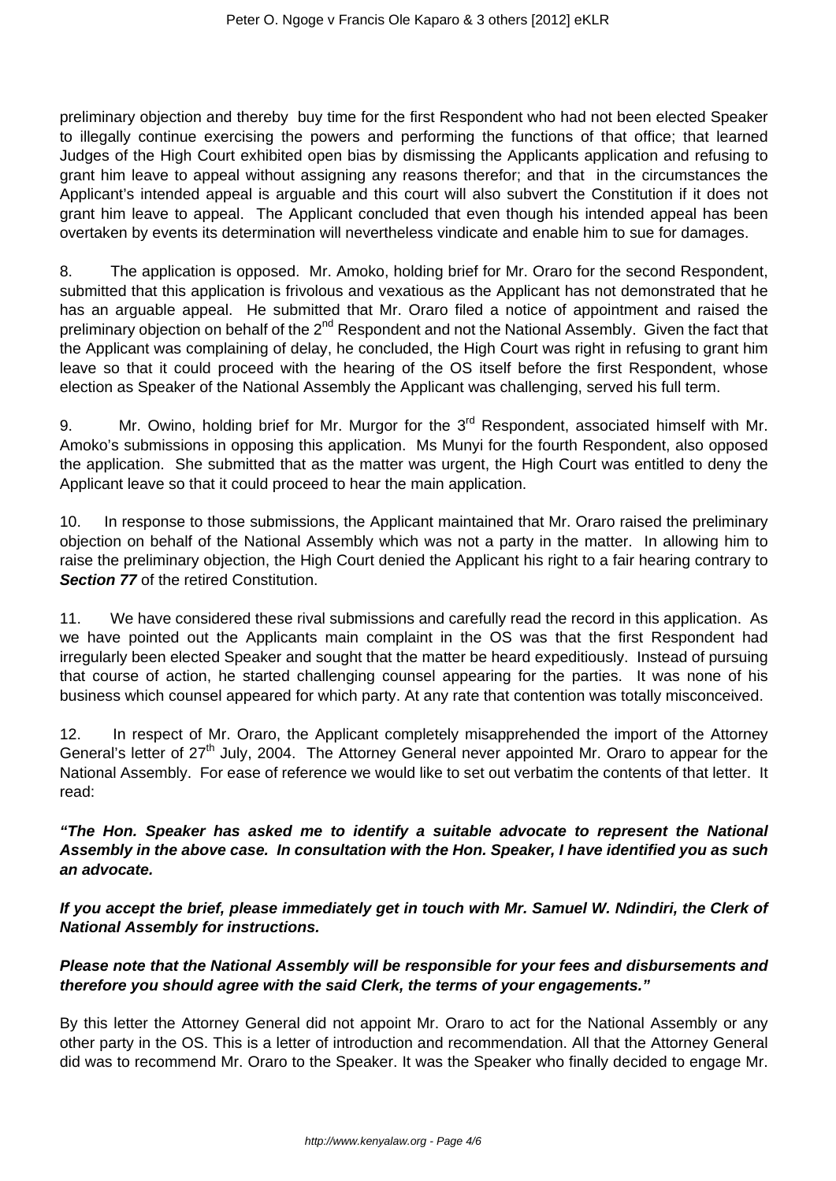preliminary objection and thereby buy time for the first Respondent who had not been elected Speaker to illegally continue exercising the powers and performing the functions of that office; that learned Judges of the High Court exhibited open bias by dismissing the Applicants application and refusing to grant him leave to appeal without assigning any reasons therefor; and that in the circumstances the Applicant's intended appeal is arguable and this court will also subvert the Constitution if it does not grant him leave to appeal. The Applicant concluded that even though his intended appeal has been overtaken by events its determination will nevertheless vindicate and enable him to sue for damages.

8. The application is opposed. Mr. Amoko, holding brief for Mr. Oraro for the second Respondent, submitted that this application is frivolous and vexatious as the Applicant has not demonstrated that he has an arguable appeal. He submitted that Mr. Oraro filed a notice of appointment and raised the preliminary objection on behalf of the 2nd Respondent and not the National Assembly. Given the fact that the Applicant was complaining of delay, he concluded, the High Court was right in refusing to grant him leave so that it could proceed with the hearing of the OS itself before the first Respondent, whose election as Speaker of the National Assembly the Applicant was challenging, served his full term.

9. Mr. Owino, holding brief for Mr. Murgor for the 3rd Respondent, associated himself with Mr. Amoko's submissions in opposing this application. Ms Munyi for the fourth Respondent, also opposed the application. She submitted that as the matter was urgent, the High Court was entitled to deny the Applicant leave so that it could proceed to hear the main application.

10. In response to those submissions, the Applicant maintained that Mr. Oraro raised the preliminary objection on behalf of the National Assembly which was not a party in the matter. In allowing him to raise the preliminary objection, the High Court denied the Applicant his right to a fair hearing contrary to ***Section 77*** of the retired Constitution.

11. We have considered these rival submissions and carefully read the record in this application. As we have pointed out the Applicants main complaint in the OS was that the first Respondent had irregularly been elected Speaker and sought that the matter be heard expeditiously. Instead of pursuing that course of action, he started challenging counsel appearing for the parties. It was none of his business which counsel appeared for which party. At any rate that contention was totally misconceived.

12. In respect of Mr. Oraro, the Applicant completely misapprehended the import of the Attorney General's letter of 27th July, 2004. The Attorney General never appointed Mr. Oraro to appear for the National Assembly. For ease of reference we would like to set out verbatim the contents of that letter. It read:

***"The Hon. Speaker has asked me to identify a suitable advocate to represent the National Assembly in the above case. In consultation with the Hon. Speaker, I have identified you as such an advocate.***

***If you accept the brief, please immediately get in touch with Mr. Samuel W. Ndindiri, the Clerk of National Assembly for instructions.***

***Please note that the National Assembly will be responsible for your fees and disbursements and therefore you should agree with the said Clerk, the terms of your engagements."***

By this letter the Attorney General did not appoint Mr. Oraro to act for the National Assembly or any other party in the OS. This is a letter of introduction and recommendation. All that the Attorney General did was to recommend Mr. Oraro to the Speaker. It was the Speaker who finally decided to engage Mr.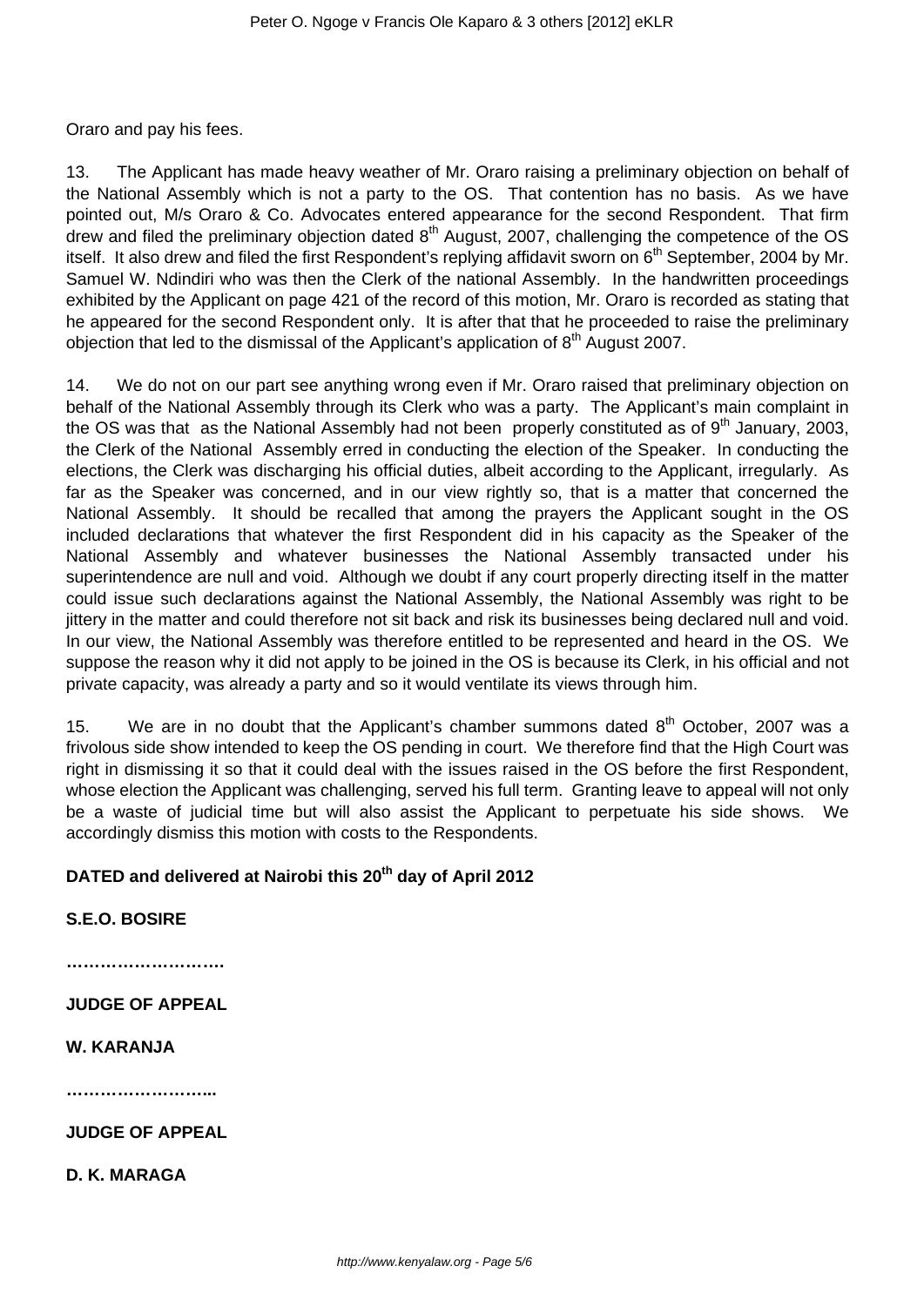Oraro and pay his fees.

13. The Applicant has made heavy weather of Mr. Oraro raising a preliminary objection on behalf of the National Assembly which is not a party to the OS. That contention has no basis. As we have pointed out, M/s Oraro & Co. Advocates entered appearance for the second Respondent. That firm drew and filed the preliminary objection dated 8th August, 2007, challenging the competence of the OS itself. It also drew and filed the first Respondent's replying affidavit sworn on 6th September, 2004 by Mr. Samuel W. Ndindiri who was then the Clerk of the national Assembly. In the handwritten proceedings exhibited by the Applicant on page 421 of the record of this motion, Mr. Oraro is recorded as stating that he appeared for the second Respondent only. It is after that that he proceeded to raise the preliminary objection that led to the dismissal of the Applicant's application of 8th August 2007.

14. We do not on our part see anything wrong even if Mr. Oraro raised that preliminary objection on behalf of the National Assembly through its Clerk who was a party. The Applicant's main complaint in the OS was that as the National Assembly had not been properly constituted as of 9th January, 2003, the Clerk of the National Assembly erred in conducting the election of the Speaker. In conducting the elections, the Clerk was discharging his official duties, albeit according to the Applicant, irregularly. As far as the Speaker was concerned, and in our view rightly so, that is a matter that concerned the National Assembly. It should be recalled that among the prayers the Applicant sought in the OS included declarations that whatever the first Respondent did in his capacity as the Speaker of the National Assembly and whatever businesses the National Assembly transacted under his superintendence are null and void. Although we doubt if any court properly directing itself in the matter could issue such declarations against the National Assembly, the National Assembly was right to be jittery in the matter and could therefore not sit back and risk its businesses being declared null and void. In our view, the National Assembly was therefore entitled to be represented and heard in the OS. We suppose the reason why it did not apply to be joined in the OS is because its Clerk, in his official and not private capacity, was already a party and so it would ventilate its views through him.

15. We are in no doubt that the Applicant's chamber summons dated 8th October, 2007 was a frivolous side show intended to keep the OS pending in court. We therefore find that the High Court was right in dismissing it so that it could deal with the issues raised in the OS before the first Respondent, whose election the Applicant was challenging, served his full term. Granting leave to appeal will not only be a waste of judicial time but will also assist the Applicant to perpetuate his side shows. We accordingly dismiss this motion with costs to the Respondents.

**DATED and delivered at Nairobi this 20th day of April 2012**

**S.E.O. BOSIRE**

**……………………….**

**JUDGE OF APPEAL**

**W. KARANJA**

**……………………...**

**JUDGE OF APPEAL**

**D. K. MARAGA**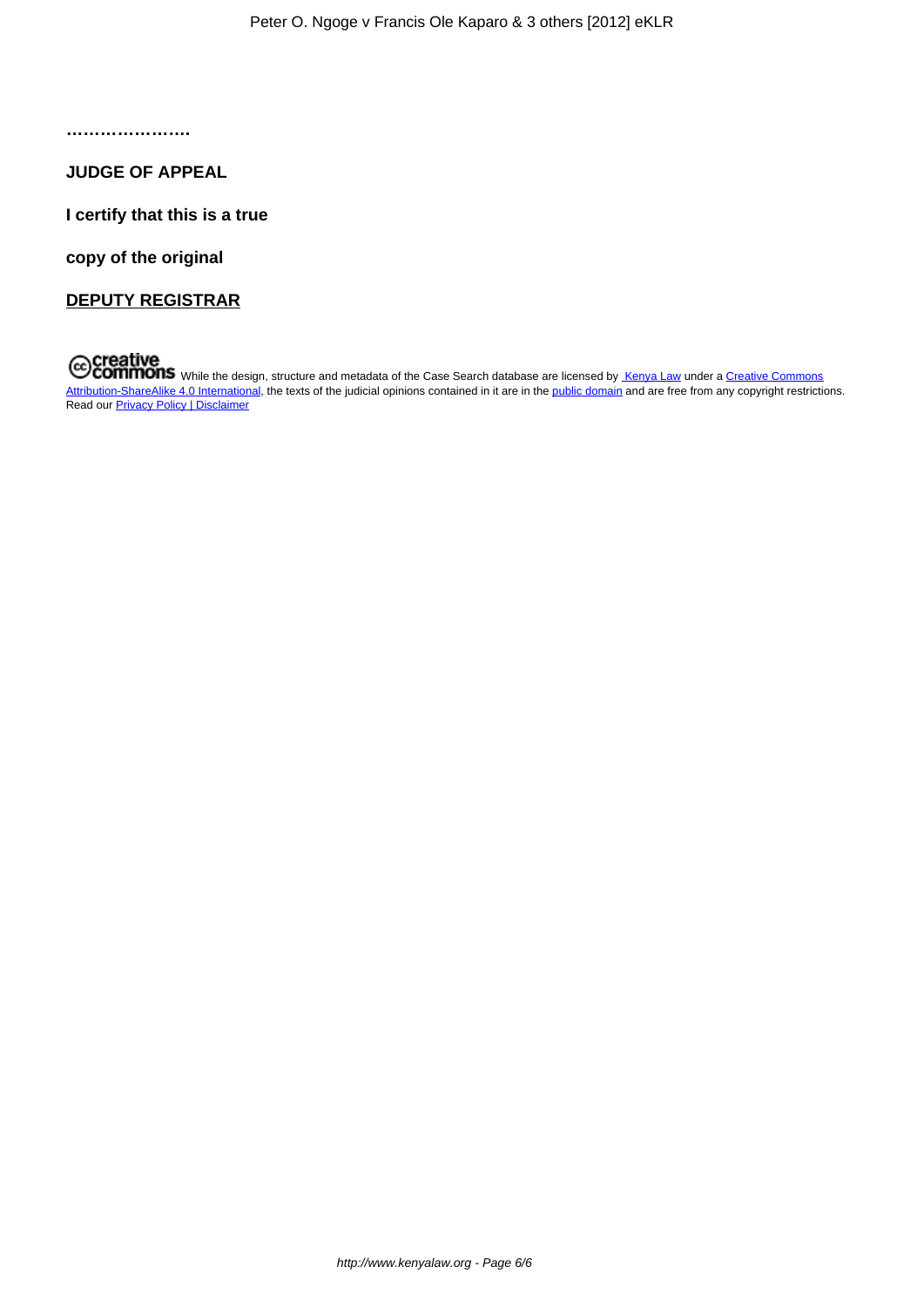…………………

**JUDGE OF APPEAL**

**I certify that this is a true**

**copy of the original**

**DEPUTY REGISTRAR**

While the design, structure and metadata of the Case Search database are licensed by Kenya Law under a Creative Commons Attribution-ShareAlike 4.0 International, the texts of the judicial opinions contained in it are in the public domain and are free from any copyright restrictions. Read our Privacy Policy | Disclaimer